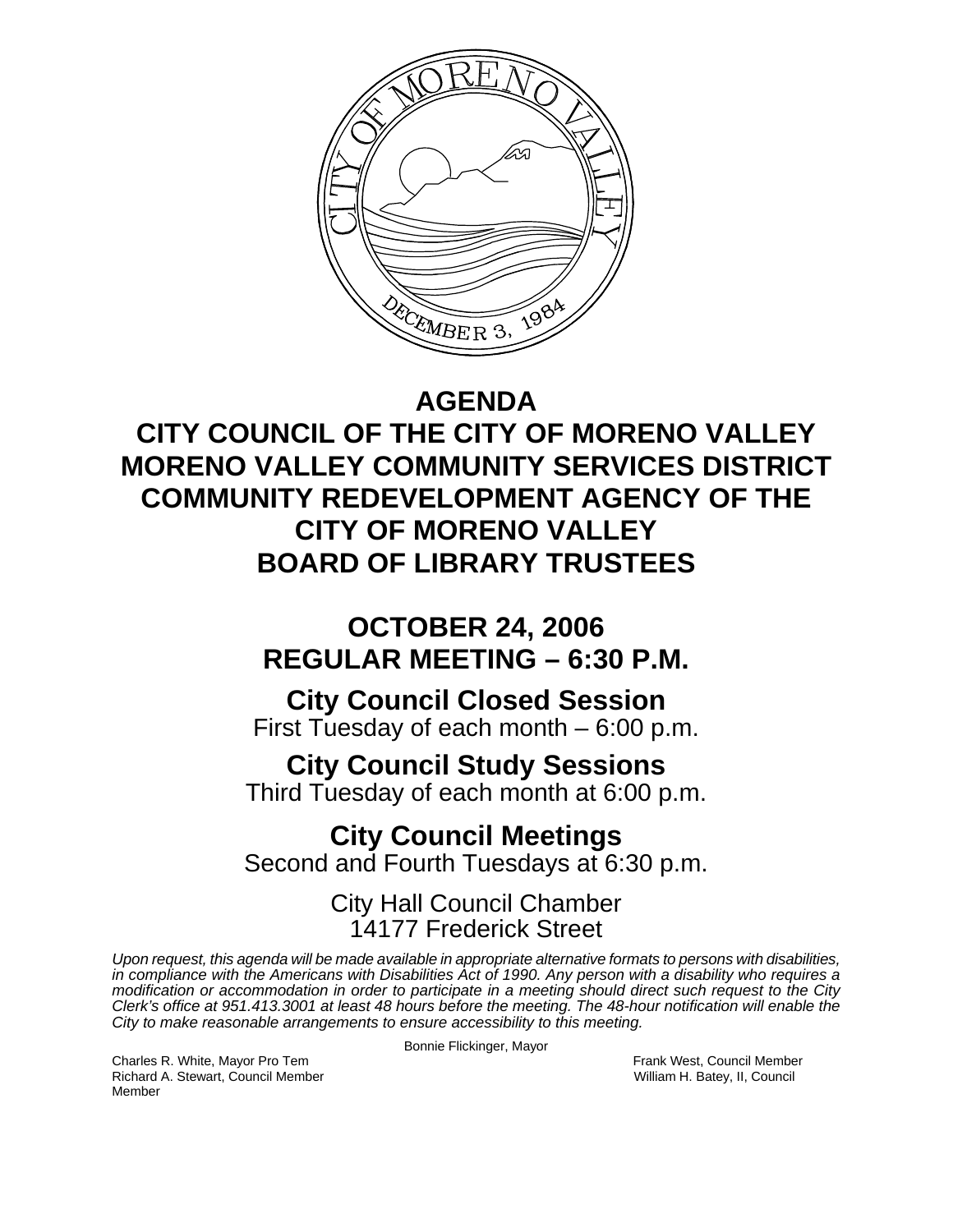# AGENDA

# CITY COUNCIL OF THE CITY OF MORENO VALLEY
# MORENO VALLEY COMMUNITY SERVICES DISTRICT
# COMMUNITY REDEVELOPMENT AGENCY OF THE CITY OF MORENO VALLEY
# BOARD OF LIBRARY TRUSTEES

## OCTOBER 24, 2006
## REGULAR MEETING – 6:30 P.M.

### City Council Closed Session
First Tuesday of each month – 6:00 p.m.

### City Council Study Sessions
Third Tuesday of each month at 6:00 p.m.

### City Council Meetings
Second and Fourth Tuesdays at 6:30 p.m.

City Hall Council Chamber
14177 Frederick Street

*Upon request, this agenda will be made available in appropriate alternative formats to persons with disabilities, in compliance with the Americans with Disabilities Act of 1990. Any person with a disability who requires a modification or accommodation in order to participate in a meeting should direct such request to the City Clerk's office at 951.413.3001 at least 48 hours before the meeting. The 48-hour notification will enable the City to make reasonable arrangements to ensure accessibility to this meeting.*

Bonnie Flickinger, Mayor

Charles R. White, Mayor Pro Tem
Richard A. Stewart, Council Member
Frank West, Council Member
William H. Batey, II, Council Member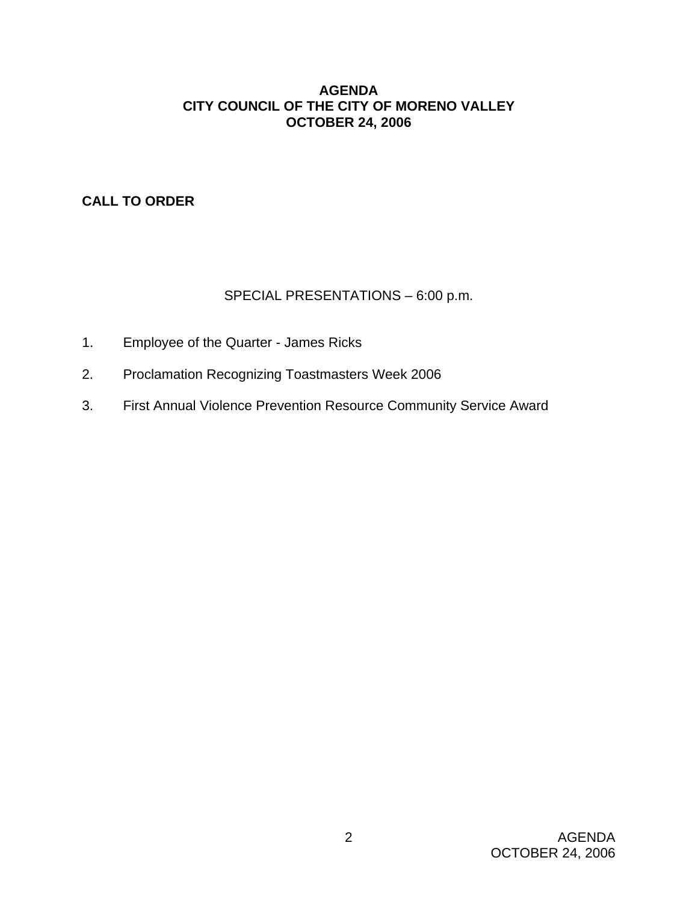# AGENDA
# CITY COUNCIL OF THE CITY OF MORENO VALLEY
# OCTOBER 24, 2006

**CALL TO ORDER**

SPECIAL PRESENTATIONS – 6:00 p.m.

1. Employee of the Quarter - James Ricks
2. Proclamation Recognizing Toastmasters Week 2006
3. First Annual Violence Prevention Resource Community Service Award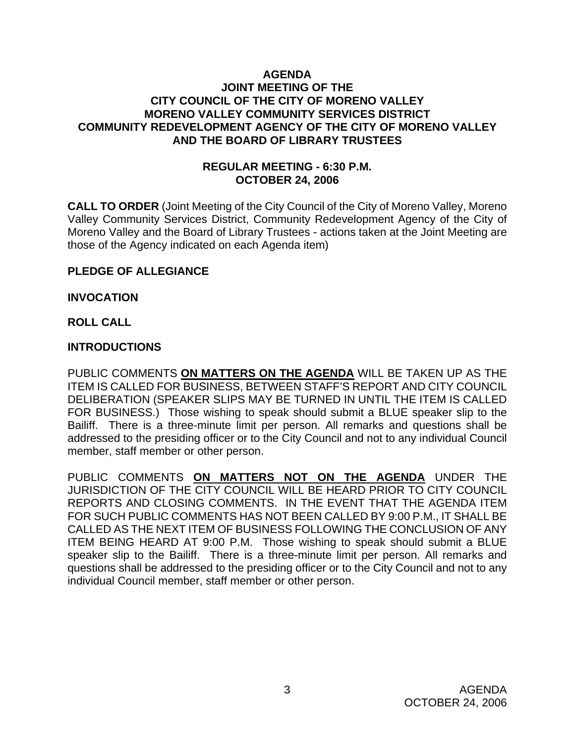# AGENDA
## JOINT MEETING OF THE
## CITY COUNCIL OF THE CITY OF MORENO VALLEY
## MORENO VALLEY COMMUNITY SERVICES DISTRICT
## COMMUNITY REDEVELOPMENT AGENCY OF THE CITY OF MORENO VALLEY
## AND THE BOARD OF LIBRARY TRUSTEES

**REGULAR MEETING - 6:30 P.M.**
**OCTOBER 24, 2006**

**CALL TO ORDER** (Joint Meeting of the City Council of the City of Moreno Valley, Moreno Valley Community Services District, Community Redevelopment Agency of the City of Moreno Valley and the Board of Library Trustees - actions taken at the Joint Meeting are those of the Agency indicated on each Agenda item)

**PLEDGE OF ALLEGIANCE**

**INVOCATION**

**ROLL CALL**

**INTRODUCTIONS**

PUBLIC COMMENTS **ON MATTERS ON THE AGENDA** WILL BE TAKEN UP AS THE ITEM IS CALLED FOR BUSINESS, BETWEEN STAFF'S REPORT AND CITY COUNCIL DELIBERATION (SPEAKER SLIPS MAY BE TURNED IN UNTIL THE ITEM IS CALLED FOR BUSINESS.) Those wishing to speak should submit a BLUE speaker slip to the Bailiff. There is a three-minute limit per person. All remarks and questions shall be addressed to the presiding officer or to the City Council and not to any individual Council member, staff member or other person.

PUBLIC COMMENTS **ON MATTERS NOT ON THE AGENDA** UNDER THE JURISDICTION OF THE CITY COUNCIL WILL BE HEARD PRIOR TO CITY COUNCIL REPORTS AND CLOSING COMMENTS. IN THE EVENT THAT THE AGENDA ITEM FOR SUCH PUBLIC COMMENTS HAS NOT BEEN CALLED BY 9:00 P.M., IT SHALL BE CALLED AS THE NEXT ITEM OF BUSINESS FOLLOWING THE CONCLUSION OF ANY ITEM BEING HEARD AT 9:00 P.M. Those wishing to speak should submit a BLUE speaker slip to the Bailiff. There is a three-minute limit per person. All remarks and questions shall be addressed to the presiding officer or to the City Council and not to any individual Council member, staff member or other person.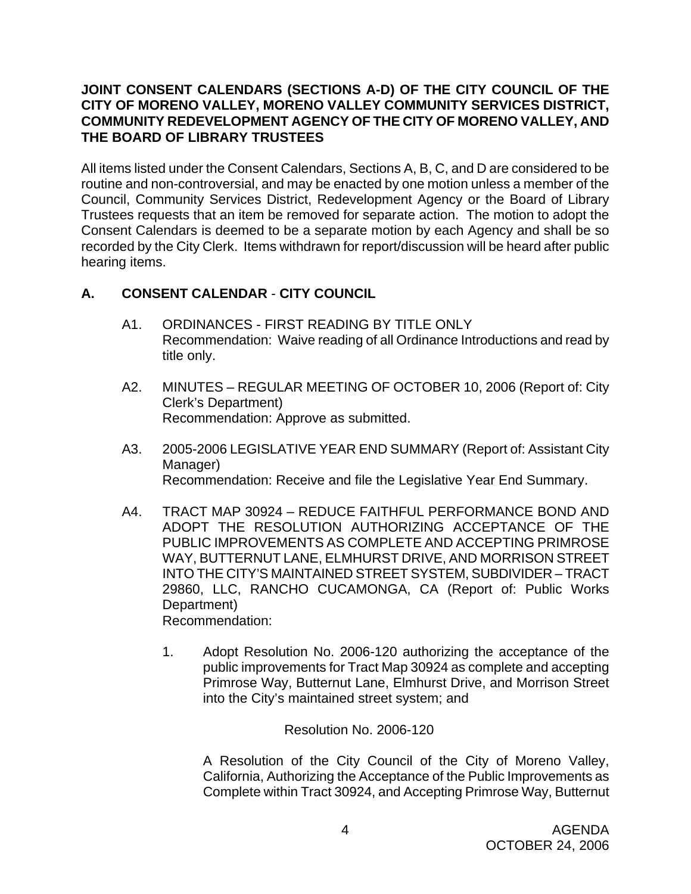**JOINT CONSENT CALENDARS (SECTIONS A-D) OF THE CITY COUNCIL OF THE CITY OF MORENO VALLEY, MORENO VALLEY COMMUNITY SERVICES DISTRICT, COMMUNITY REDEVELOPMENT AGENCY OF THE CITY OF MORENO VALLEY, AND THE BOARD OF LIBRARY TRUSTEES**

All items listed under the Consent Calendars, Sections A, B, C, and D are considered to be routine and non-controversial, and may be enacted by one motion unless a member of the Council, Community Services District, Redevelopment Agency or the Board of Library Trustees requests that an item be removed for separate action. The motion to adopt the Consent Calendars is deemed to be a separate motion by each Agency and shall be so recorded by the City Clerk. Items withdrawn for report/discussion will be heard after public hearing items.

## A. CONSENT CALENDAR - CITY COUNCIL

A1. ORDINANCES - FIRST READING BY TITLE ONLY
Recommendation: Waive reading of all Ordinance Introductions and read by title only.

A2. MINUTES – REGULAR MEETING OF OCTOBER 10, 2006 (Report of: City Clerk's Department)
Recommendation: Approve as submitted.

A3. 2005-2006 LEGISLATIVE YEAR END SUMMARY (Report of: Assistant City Manager)
Recommendation: Receive and file the Legislative Year End Summary.

A4. TRACT MAP 30924 – REDUCE FAITHFUL PERFORMANCE BOND AND ADOPT THE RESOLUTION AUTHORIZING ACCEPTANCE OF THE PUBLIC IMPROVEMENTS AS COMPLETE AND ACCEPTING PRIMROSE WAY, BUTTERNUT LANE, ELMHURST DRIVE, AND MORRISON STREET INTO THE CITY'S MAINTAINED STREET SYSTEM, SUBDIVIDER – TRACT 29860, LLC, RANCHO CUCAMONGA, CA (Report of: Public Works Department)
Recommendation:

1. Adopt Resolution No. 2006-120 authorizing the acceptance of the public improvements for Tract Map 30924 as complete and accepting Primrose Way, Butternut Lane, Elmhurst Drive, and Morrison Street into the City's maintained street system; and

Resolution No. 2006-120

A Resolution of the City Council of the City of Moreno Valley, California, Authorizing the Acceptance of the Public Improvements as Complete within Tract 30924, and Accepting Primrose Way, Butternut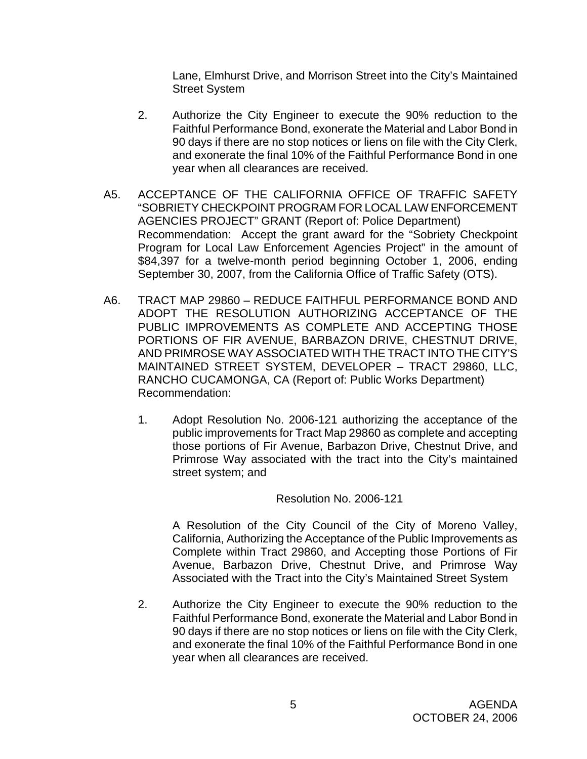Lane, Elmhurst Drive, and Morrison Street into the City's Maintained Street System

2. Authorize the City Engineer to execute the 90% reduction to the Faithful Performance Bond, exonerate the Material and Labor Bond in 90 days if there are no stop notices or liens on file with the City Clerk, and exonerate the final 10% of the Faithful Performance Bond in one year when all clearances are received.

A5. ACCEPTANCE OF THE CALIFORNIA OFFICE OF TRAFFIC SAFETY "SOBRIETY CHECKPOINT PROGRAM FOR LOCAL LAW ENFORCEMENT AGENCIES PROJECT" GRANT (Report of: Police Department)
Recommendation: Accept the grant award for the "Sobriety Checkpoint Program for Local Law Enforcement Agencies Project" in the amount of $84,397 for a twelve-month period beginning October 1, 2006, ending September 30, 2007, from the California Office of Traffic Safety (OTS).

A6. TRACT MAP 29860 – REDUCE FAITHFUL PERFORMANCE BOND AND ADOPT THE RESOLUTION AUTHORIZING ACCEPTANCE OF THE PUBLIC IMPROVEMENTS AS COMPLETE AND ACCEPTING THOSE PORTIONS OF FIR AVENUE, BARBAZON DRIVE, CHESTNUT DRIVE, AND PRIMROSE WAY ASSOCIATED WITH THE TRACT INTO THE CITY'S MAINTAINED STREET SYSTEM, DEVELOPER – TRACT 29860, LLC, RANCHO CUCAMONGA, CA (Report of: Public Works Department)
Recommendation:

1. Adopt Resolution No. 2006-121 authorizing the acceptance of the public improvements for Tract Map 29860 as complete and accepting those portions of Fir Avenue, Barbazon Drive, Chestnut Drive, and Primrose Way associated with the tract into the City's maintained street system; and

Resolution No. 2006-121

A Resolution of the City Council of the City of Moreno Valley, California, Authorizing the Acceptance of the Public Improvements as Complete within Tract 29860, and Accepting those Portions of Fir Avenue, Barbazon Drive, Chestnut Drive, and Primrose Way Associated with the Tract into the City's Maintained Street System

2. Authorize the City Engineer to execute the 90% reduction to the Faithful Performance Bond, exonerate the Material and Labor Bond in 90 days if there are no stop notices or liens on file with the City Clerk, and exonerate the final 10% of the Faithful Performance Bond in one year when all clearances are received.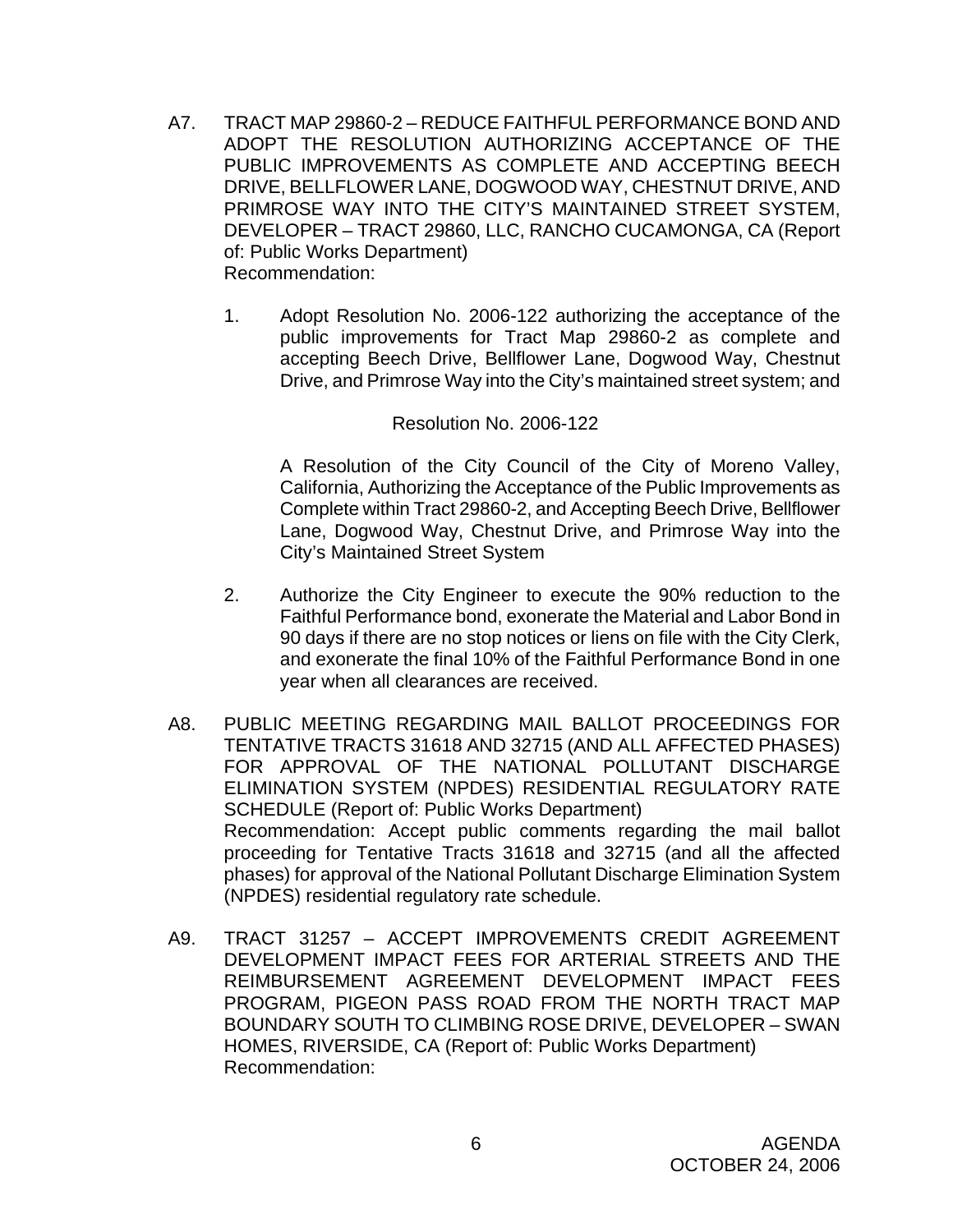A7. TRACT MAP 29860-2 – REDUCE FAITHFUL PERFORMANCE BOND AND ADOPT THE RESOLUTION AUTHORIZING ACCEPTANCE OF THE PUBLIC IMPROVEMENTS AS COMPLETE AND ACCEPTING BEECH DRIVE, BELLFLOWER LANE, DOGWOOD WAY, CHESTNUT DRIVE, AND PRIMROSE WAY INTO THE CITY'S MAINTAINED STREET SYSTEM, DEVELOPER – TRACT 29860, LLC, RANCHO CUCAMONGA, CA (Report of: Public Works Department)
Recommendation:

1. Adopt Resolution No. 2006-122 authorizing the acceptance of the public improvements for Tract Map 29860-2 as complete and accepting Beech Drive, Bellflower Lane, Dogwood Way, Chestnut Drive, and Primrose Way into the City's maintained street system; and

   Resolution No. 2006-122

   A Resolution of the City Council of the City of Moreno Valley, California, Authorizing the Acceptance of the Public Improvements as Complete within Tract 29860-2, and Accepting Beech Drive, Bellflower Lane, Dogwood Way, Chestnut Drive, and Primrose Way into the City's Maintained Street System

2. Authorize the City Engineer to execute the 90% reduction to the Faithful Performance bond, exonerate the Material and Labor Bond in 90 days if there are no stop notices or liens on file with the City Clerk, and exonerate the final 10% of the Faithful Performance Bond in one year when all clearances are received.

A8. PUBLIC MEETING REGARDING MAIL BALLOT PROCEEDINGS FOR TENTATIVE TRACTS 31618 AND 32715 (AND ALL AFFECTED PHASES) FOR APPROVAL OF THE NATIONAL POLLUTANT DISCHARGE ELIMINATION SYSTEM (NPDES) RESIDENTIAL REGULATORY RATE SCHEDULE (Report of: Public Works Department)
Recommendation: Accept public comments regarding the mail ballot proceeding for Tentative Tracts 31618 and 32715 (and all the affected phases) for approval of the National Pollutant Discharge Elimination System (NPDES) residential regulatory rate schedule.

A9. TRACT 31257 – ACCEPT IMPROVEMENTS CREDIT AGREEMENT DEVELOPMENT IMPACT FEES FOR ARTERIAL STREETS AND THE REIMBURSEMENT AGREEMENT DEVELOPMENT IMPACT FEES PROGRAM, PIGEON PASS ROAD FROM THE NORTH TRACT MAP BOUNDARY SOUTH TO CLIMBING ROSE DRIVE, DEVELOPER – SWAN HOMES, RIVERSIDE, CA (Report of: Public Works Department)
Recommendation: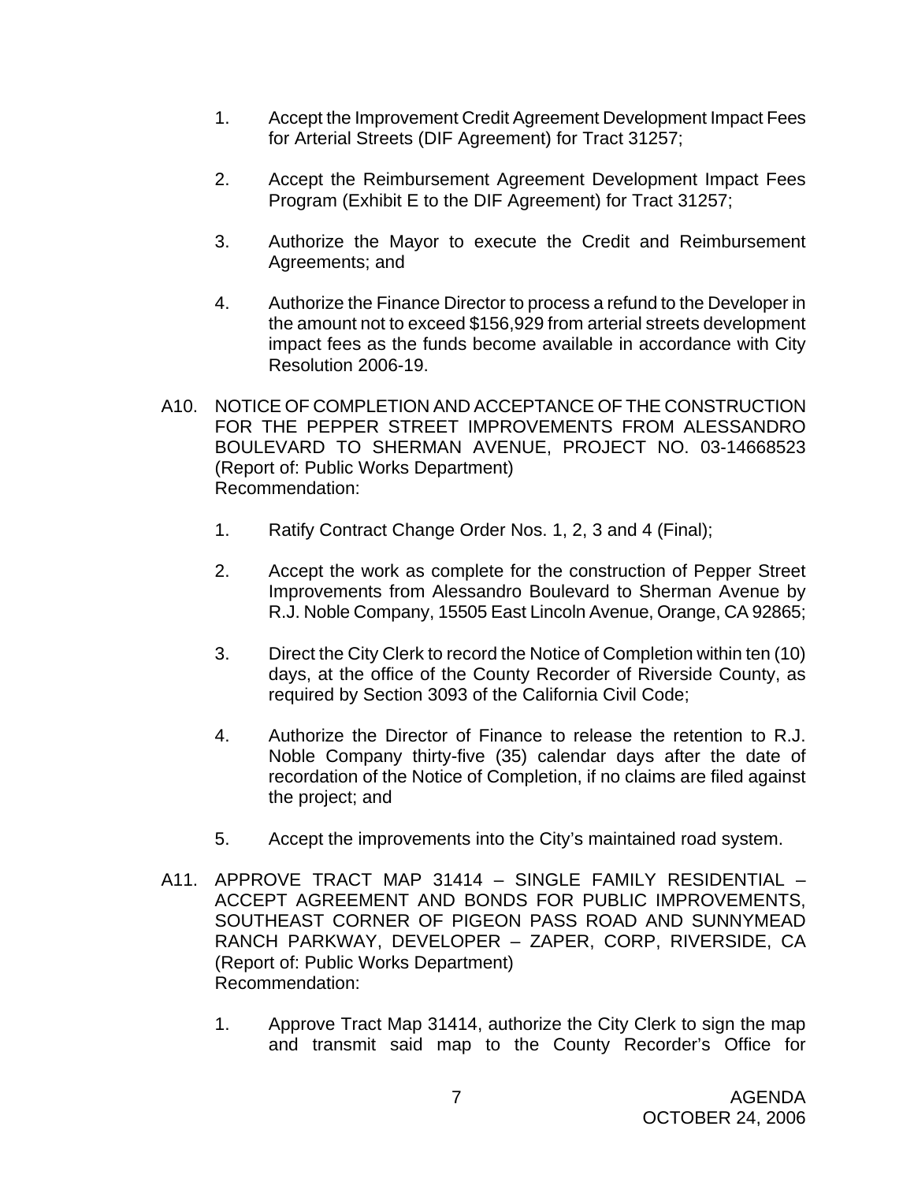1. Accept the Improvement Credit Agreement Development Impact Fees for Arterial Streets (DIF Agreement) for Tract 31257;

2. Accept the Reimbursement Agreement Development Impact Fees Program (Exhibit E to the DIF Agreement) for Tract 31257;

3. Authorize the Mayor to execute the Credit and Reimbursement Agreements; and

4. Authorize the Finance Director to process a refund to the Developer in the amount not to exceed $156,929 from arterial streets development impact fees as the funds become available in accordance with City Resolution 2006-19.

A10. NOTICE OF COMPLETION AND ACCEPTANCE OF THE CONSTRUCTION FOR THE PEPPER STREET IMPROVEMENTS FROM ALESSANDRO BOULEVARD TO SHERMAN AVENUE, PROJECT NO. 03-14668523 (Report of: Public Works Department)
Recommendation:

1. Ratify Contract Change Order Nos. 1, 2, 3 and 4 (Final);

2. Accept the work as complete for the construction of Pepper Street Improvements from Alessandro Boulevard to Sherman Avenue by R.J. Noble Company, 15505 East Lincoln Avenue, Orange, CA 92865;

3. Direct the City Clerk to record the Notice of Completion within ten (10) days, at the office of the County Recorder of Riverside County, as required by Section 3093 of the California Civil Code;

4. Authorize the Director of Finance to release the retention to R.J. Noble Company thirty-five (35) calendar days after the date of recordation of the Notice of Completion, if no claims are filed against the project; and

5. Accept the improvements into the City's maintained road system.

A11. APPROVE TRACT MAP 31414 – SINGLE FAMILY RESIDENTIAL – ACCEPT AGREEMENT AND BONDS FOR PUBLIC IMPROVEMENTS, SOUTHEAST CORNER OF PIGEON PASS ROAD AND SUNNYMEAD RANCH PARKWAY, DEVELOPER – ZAPER, CORP, RIVERSIDE, CA (Report of: Public Works Department)
Recommendation:

1. Approve Tract Map 31414, authorize the City Clerk to sign the map and transmit said map to the County Recorder's Office for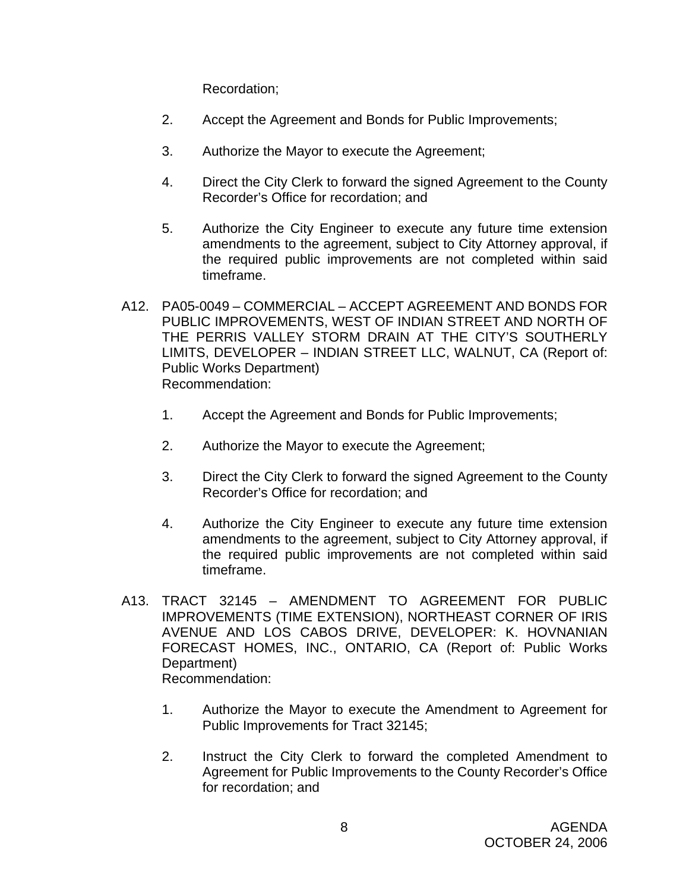Recordation;

2. Accept the Agreement and Bonds for Public Improvements;

3. Authorize the Mayor to execute the Agreement;

4. Direct the City Clerk to forward the signed Agreement to the County Recorder's Office for recordation; and

5. Authorize the City Engineer to execute any future time extension amendments to the agreement, subject to City Attorney approval, if the required public improvements are not completed within said timeframe.

A12. PA05-0049 – COMMERCIAL – ACCEPT AGREEMENT AND BONDS FOR PUBLIC IMPROVEMENTS, WEST OF INDIAN STREET AND NORTH OF THE PERRIS VALLEY STORM DRAIN AT THE CITY'S SOUTHERLY LIMITS, DEVELOPER – INDIAN STREET LLC, WALNUT, CA (Report of: Public Works Department)
Recommendation:

1. Accept the Agreement and Bonds for Public Improvements;

2. Authorize the Mayor to execute the Agreement;

3. Direct the City Clerk to forward the signed Agreement to the County Recorder's Office for recordation; and

4. Authorize the City Engineer to execute any future time extension amendments to the agreement, subject to City Attorney approval, if the required public improvements are not completed within said timeframe.

A13. TRACT 32145 – AMENDMENT TO AGREEMENT FOR PUBLIC IMPROVEMENTS (TIME EXTENSION), NORTHEAST CORNER OF IRIS AVENUE AND LOS CABOS DRIVE, DEVELOPER: K. HOVNANIAN FORECAST HOMES, INC., ONTARIO, CA (Report of: Public Works Department)
Recommendation:

1. Authorize the Mayor to execute the Amendment to Agreement for Public Improvements for Tract 32145;

2. Instruct the City Clerk to forward the completed Amendment to Agreement for Public Improvements to the County Recorder's Office for recordation; and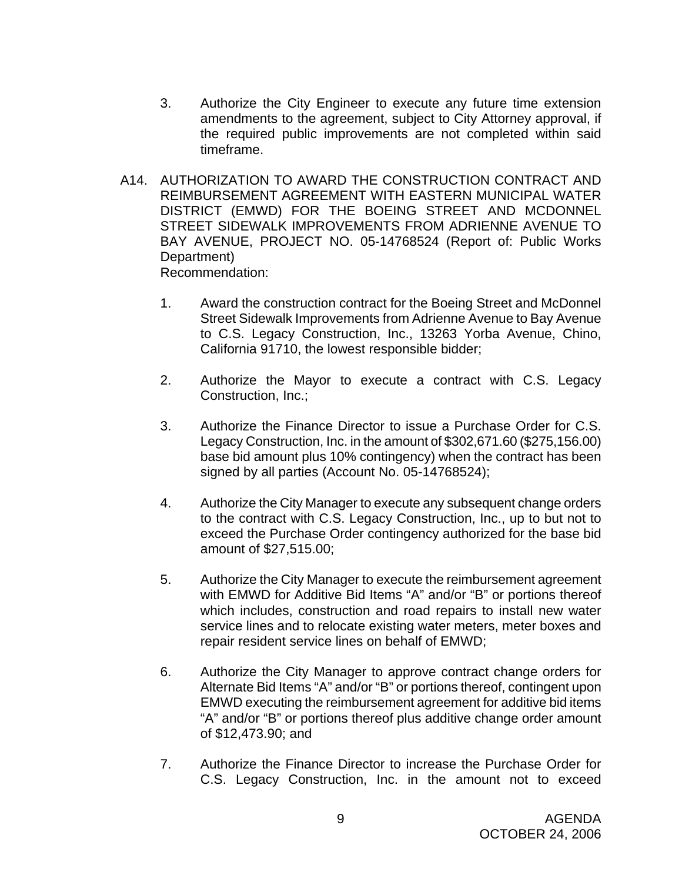3. Authorize the City Engineer to execute any future time extension amendments to the agreement, subject to City Attorney approval, if the required public improvements are not completed within said timeframe.

A14. AUTHORIZATION TO AWARD THE CONSTRUCTION CONTRACT AND REIMBURSEMENT AGREEMENT WITH EASTERN MUNICIPAL WATER DISTRICT (EMWD) FOR THE BOEING STREET AND MCDONNEL STREET SIDEWALK IMPROVEMENTS FROM ADRIENNE AVENUE TO BAY AVENUE, PROJECT NO. 05-14768524 (Report of: Public Works Department)
Recommendation:

1. Award the construction contract for the Boeing Street and McDonnel Street Sidewalk Improvements from Adrienne Avenue to Bay Avenue to C.S. Legacy Construction, Inc., 13263 Yorba Avenue, Chino, California 91710, the lowest responsible bidder;

2. Authorize the Mayor to execute a contract with C.S. Legacy Construction, Inc.;

3. Authorize the Finance Director to issue a Purchase Order for C.S. Legacy Construction, Inc. in the amount of $302,671.60 ($275,156.00) base bid amount plus 10% contingency) when the contract has been signed by all parties (Account No. 05-14768524);

4. Authorize the City Manager to execute any subsequent change orders to the contract with C.S. Legacy Construction, Inc., up to but not to exceed the Purchase Order contingency authorized for the base bid amount of $27,515.00;

5. Authorize the City Manager to execute the reimbursement agreement with EMWD for Additive Bid Items "A" and/or "B" or portions thereof which includes, construction and road repairs to install new water service lines and to relocate existing water meters, meter boxes and repair resident service lines on behalf of EMWD;

6. Authorize the City Manager to approve contract change orders for Alternate Bid Items "A" and/or "B" or portions thereof, contingent upon EMWD executing the reimbursement agreement for additive bid items "A" and/or "B" or portions thereof plus additive change order amount of $12,473.90; and

7. Authorize the Finance Director to increase the Purchase Order for C.S. Legacy Construction, Inc. in the amount not to exceed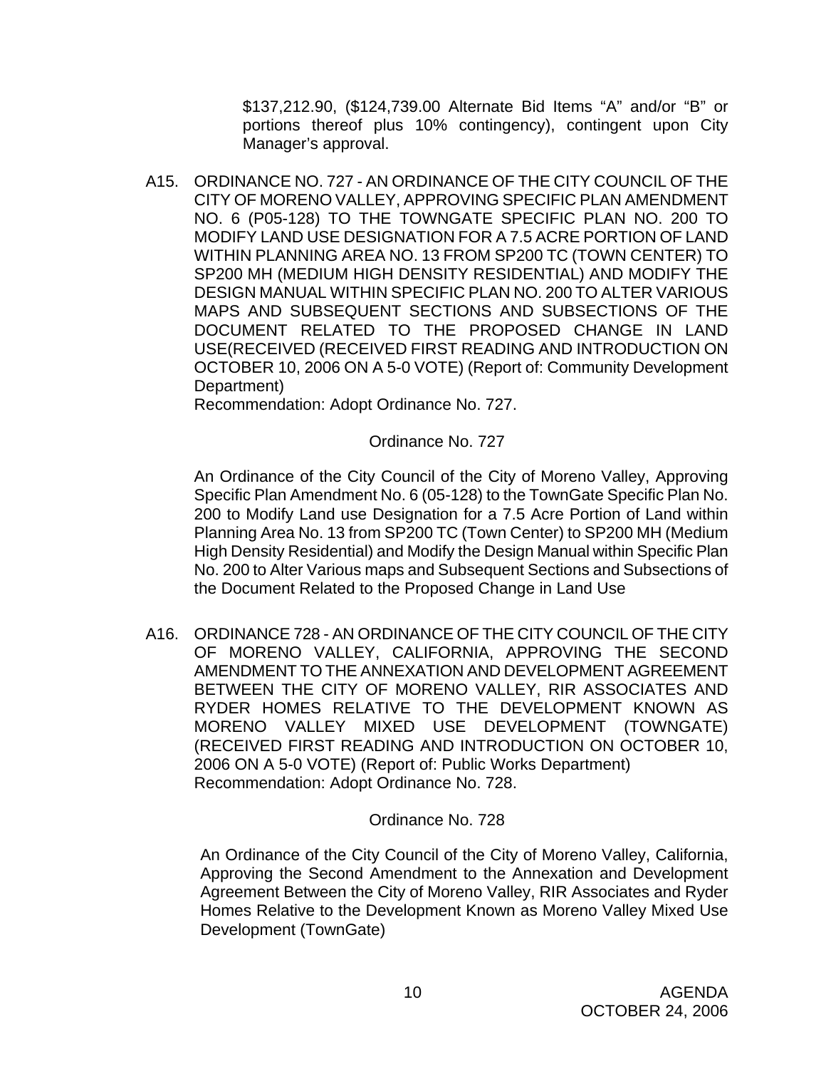$137,212.90, ($124,739.00 Alternate Bid Items "A" and/or "B" or portions thereof plus 10% contingency), contingent upon City Manager's approval.

A15. ORDINANCE NO. 727 - AN ORDINANCE OF THE CITY COUNCIL OF THE CITY OF MORENO VALLEY, APPROVING SPECIFIC PLAN AMENDMENT NO. 6 (P05-128) TO THE TOWNGATE SPECIFIC PLAN NO. 200 TO MODIFY LAND USE DESIGNATION FOR A 7.5 ACRE PORTION OF LAND WITHIN PLANNING AREA NO. 13 FROM SP200 TC (TOWN CENTER) TO SP200 MH (MEDIUM HIGH DENSITY RESIDENTIAL) AND MODIFY THE DESIGN MANUAL WITHIN SPECIFIC PLAN NO. 200 TO ALTER VARIOUS MAPS AND SUBSEQUENT SECTIONS AND SUBSECTIONS OF THE DOCUMENT RELATED TO THE PROPOSED CHANGE IN LAND USE(RECEIVED (RECEIVED FIRST READING AND INTRODUCTION ON OCTOBER 10, 2006 ON A 5-0 VOTE) (Report of: Community Development Department)

Recommendation: Adopt Ordinance No. 727.

Ordinance No. 727

An Ordinance of the City Council of the City of Moreno Valley, Approving Specific Plan Amendment No. 6 (05-128) to the TownGate Specific Plan No. 200 to Modify Land use Designation for a 7.5 Acre Portion of Land within Planning Area No. 13 from SP200 TC (Town Center) to SP200 MH (Medium High Density Residential) and Modify the Design Manual within Specific Plan No. 200 to Alter Various maps and Subsequent Sections and Subsections of the Document Related to the Proposed Change in Land Use

A16. ORDINANCE 728 - AN ORDINANCE OF THE CITY COUNCIL OF THE CITY OF MORENO VALLEY, CALIFORNIA, APPROVING THE SECOND AMENDMENT TO THE ANNEXATION AND DEVELOPMENT AGREEMENT BETWEEN THE CITY OF MORENO VALLEY, RIR ASSOCIATES AND RYDER HOMES RELATIVE TO THE DEVELOPMENT KNOWN AS MORENO VALLEY MIXED USE DEVELOPMENT (TOWNGATE) (RECEIVED FIRST READING AND INTRODUCTION ON OCTOBER 10, 2006 ON A 5-0 VOTE) (Report of: Public Works Department)

Recommendation: Adopt Ordinance No. 728.

Ordinance No. 728

An Ordinance of the City Council of the City of Moreno Valley, California, Approving the Second Amendment to the Annexation and Development Agreement Between the City of Moreno Valley, RIR Associates and Ryder Homes Relative to the Development Known as Moreno Valley Mixed Use Development (TownGate)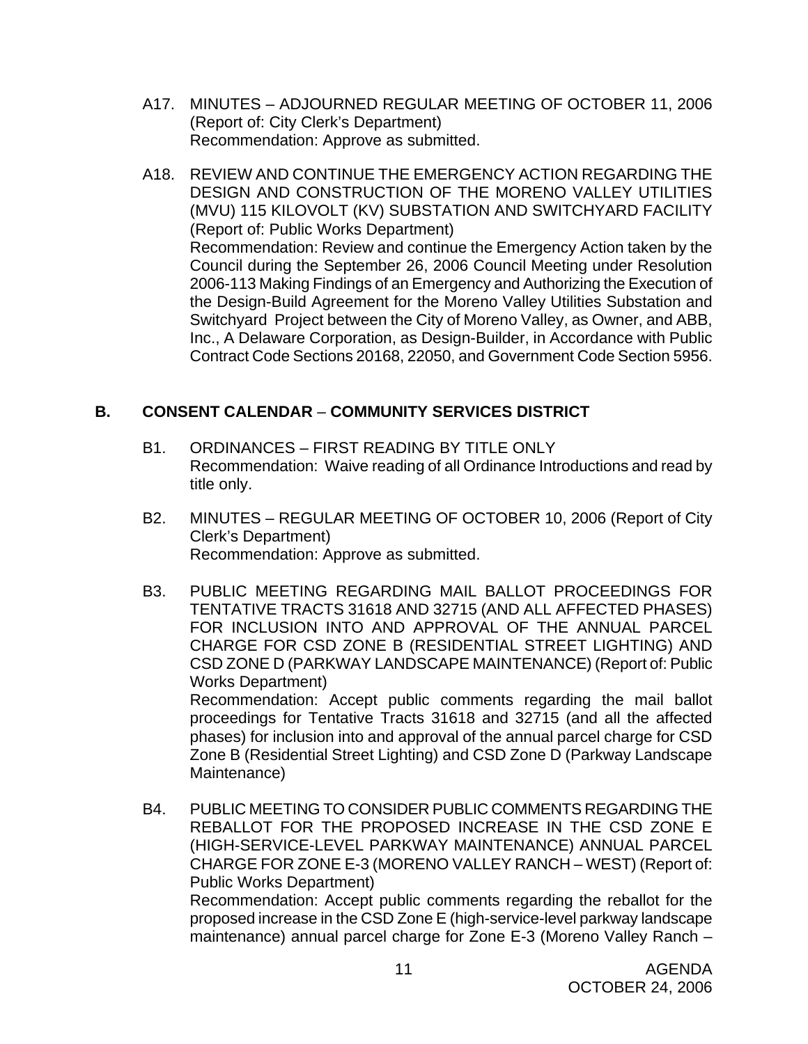A17. MINUTES – ADJOURNED REGULAR MEETING OF OCTOBER 11, 2006 (Report of: City Clerk's Department)
Recommendation: Approve as submitted.

A18. REVIEW AND CONTINUE THE EMERGENCY ACTION REGARDING THE DESIGN AND CONSTRUCTION OF THE MORENO VALLEY UTILITIES (MVU) 115 KILOVOLT (KV) SUBSTATION AND SWITCHYARD FACILITY (Report of: Public Works Department)
Recommendation: Review and continue the Emergency Action taken by the Council during the September 26, 2006 Council Meeting under Resolution 2006-113 Making Findings of an Emergency and Authorizing the Execution of the Design-Build Agreement for the Moreno Valley Utilities Substation and Switchyard Project between the City of Moreno Valley, as Owner, and ABB, Inc., A Delaware Corporation, as Design-Builder, in Accordance with Public Contract Code Sections 20168, 22050, and Government Code Section 5956.

## B. CONSENT CALENDAR – COMMUNITY SERVICES DISTRICT

B1. ORDINANCES – FIRST READING BY TITLE ONLY
Recommendation: Waive reading of all Ordinance Introductions and read by title only.

B2. MINUTES – REGULAR MEETING OF OCTOBER 10, 2006 (Report of City Clerk's Department)
Recommendation: Approve as submitted.

B3. PUBLIC MEETING REGARDING MAIL BALLOT PROCEEDINGS FOR TENTATIVE TRACTS 31618 AND 32715 (AND ALL AFFECTED PHASES) FOR INCLUSION INTO AND APPROVAL OF THE ANNUAL PARCEL CHARGE FOR CSD ZONE B (RESIDENTIAL STREET LIGHTING) AND CSD ZONE D (PARKWAY LANDSCAPE MAINTENANCE) (Report of: Public Works Department)
Recommendation: Accept public comments regarding the mail ballot proceedings for Tentative Tracts 31618 and 32715 (and all the affected phases) for inclusion into and approval of the annual parcel charge for CSD Zone B (Residential Street Lighting) and CSD Zone D (Parkway Landscape Maintenance)

B4. PUBLIC MEETING TO CONSIDER PUBLIC COMMENTS REGARDING THE REBALLOT FOR THE PROPOSED INCREASE IN THE CSD ZONE E (HIGH-SERVICE-LEVEL PARKWAY MAINTENANCE) ANNUAL PARCEL CHARGE FOR ZONE E-3 (MORENO VALLEY RANCH – WEST) (Report of: Public Works Department)
Recommendation: Accept public comments regarding the reballot for the proposed increase in the CSD Zone E (high-service-level parkway landscape maintenance) annual parcel charge for Zone E-3 (Moreno Valley Ranch –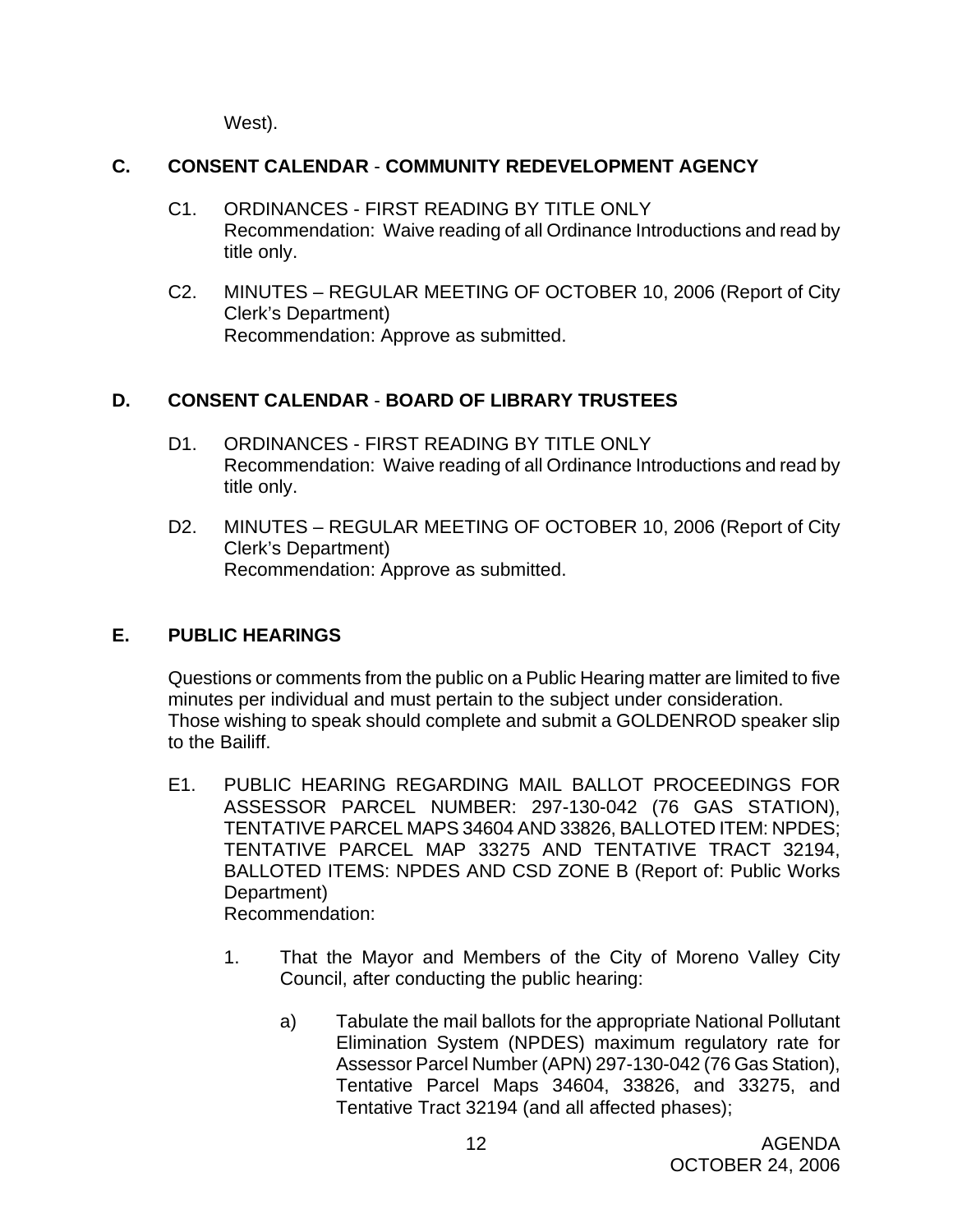West).

## C. CONSENT CALENDAR - COMMUNITY REDEVELOPMENT AGENCY

C1. ORDINANCES - FIRST READING BY TITLE ONLY
Recommendation: Waive reading of all Ordinance Introductions and read by title only.

C2. MINUTES – REGULAR MEETING OF OCTOBER 10, 2006 (Report of City Clerk's Department)
Recommendation: Approve as submitted.

## D. CONSENT CALENDAR - BOARD OF LIBRARY TRUSTEES

D1. ORDINANCES - FIRST READING BY TITLE ONLY
Recommendation: Waive reading of all Ordinance Introductions and read by title only.

D2. MINUTES – REGULAR MEETING OF OCTOBER 10, 2006 (Report of City Clerk's Department)
Recommendation: Approve as submitted.

## E. PUBLIC HEARINGS

Questions or comments from the public on a Public Hearing matter are limited to five minutes per individual and must pertain to the subject under consideration.
Those wishing to speak should complete and submit a GOLDENROD speaker slip to the Bailiff.

E1. PUBLIC HEARING REGARDING MAIL BALLOT PROCEEDINGS FOR ASSESSOR PARCEL NUMBER: 297-130-042 (76 GAS STATION), TENTATIVE PARCEL MAPS 34604 AND 33826, BALLOTED ITEM: NPDES; TENTATIVE PARCEL MAP 33275 AND TENTATIVE TRACT 32194, BALLOTED ITEMS: NPDES AND CSD ZONE B (Report of: Public Works Department)
Recommendation:

1. That the Mayor and Members of the City of Moreno Valley City Council, after conducting the public hearing:

   a) Tabulate the mail ballots for the appropriate National Pollutant Elimination System (NPDES) maximum regulatory rate for Assessor Parcel Number (APN) 297-130-042 (76 Gas Station), Tentative Parcel Maps 34604, 33826, and 33275, and Tentative Tract 32194 (and all affected phases);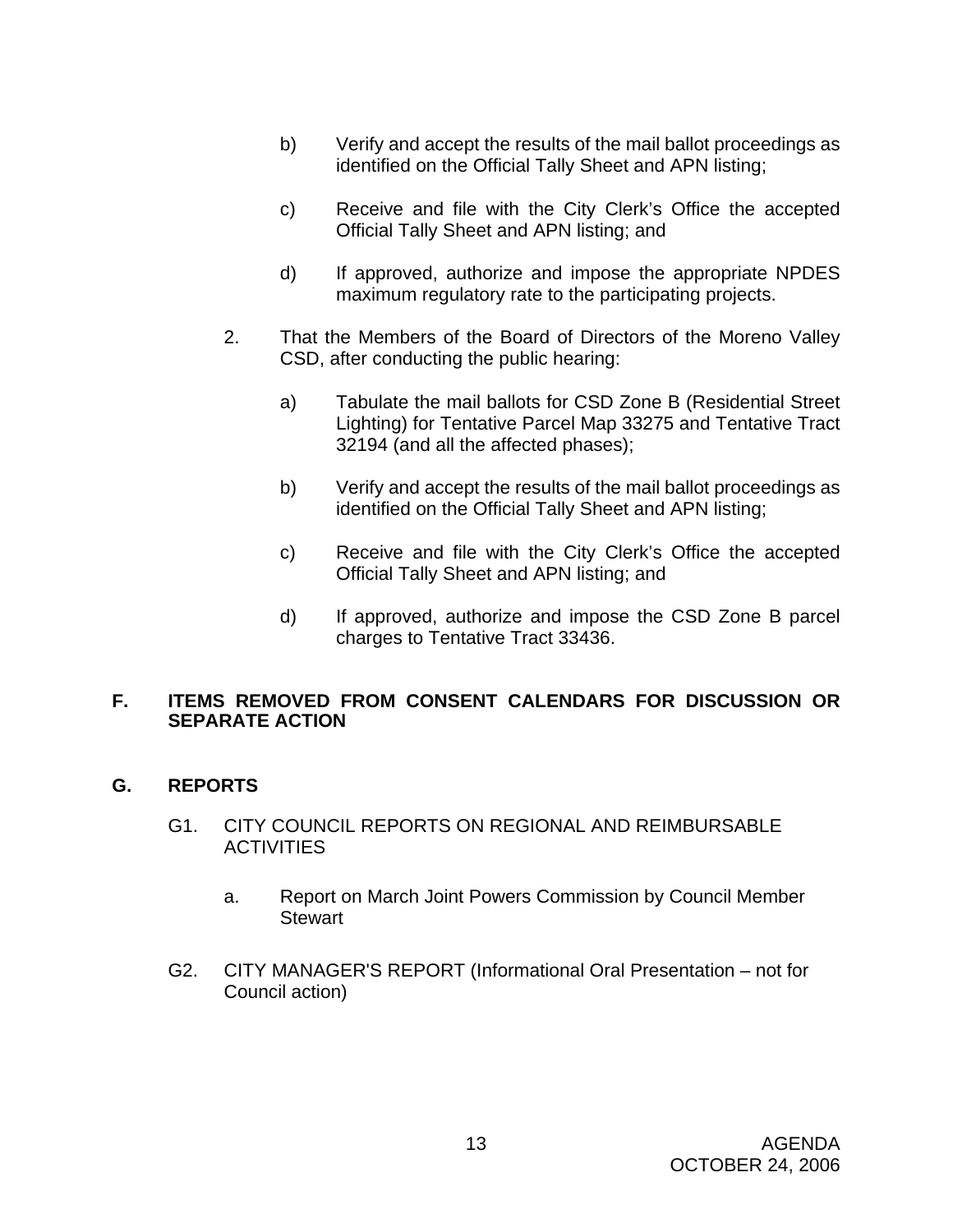b) Verify and accept the results of the mail ballot proceedings as identified on the Official Tally Sheet and APN listing;

c) Receive and file with the City Clerk's Office the accepted Official Tally Sheet and APN listing; and

d) If approved, authorize and impose the appropriate NPDES maximum regulatory rate to the participating projects.

2. That the Members of the Board of Directors of the Moreno Valley CSD, after conducting the public hearing:

   a) Tabulate the mail ballots for CSD Zone B (Residential Street Lighting) for Tentative Parcel Map 33275 and Tentative Tract 32194 (and all the affected phases);

   b) Verify and accept the results of the mail ballot proceedings as identified on the Official Tally Sheet and APN listing;

   c) Receive and file with the City Clerk's Office the accepted Official Tally Sheet and APN listing; and

   d) If approved, authorize and impose the CSD Zone B parcel charges to Tentative Tract 33436.

## F. ITEMS REMOVED FROM CONSENT CALENDARS FOR DISCUSSION OR SEPARATE ACTION

## G. REPORTS

G1. CITY COUNCIL REPORTS ON REGIONAL AND REIMBURSABLE ACTIVITIES

   a. Report on March Joint Powers Commission by Council Member Stewart

G2. CITY MANAGER'S REPORT (Informational Oral Presentation – not for Council action)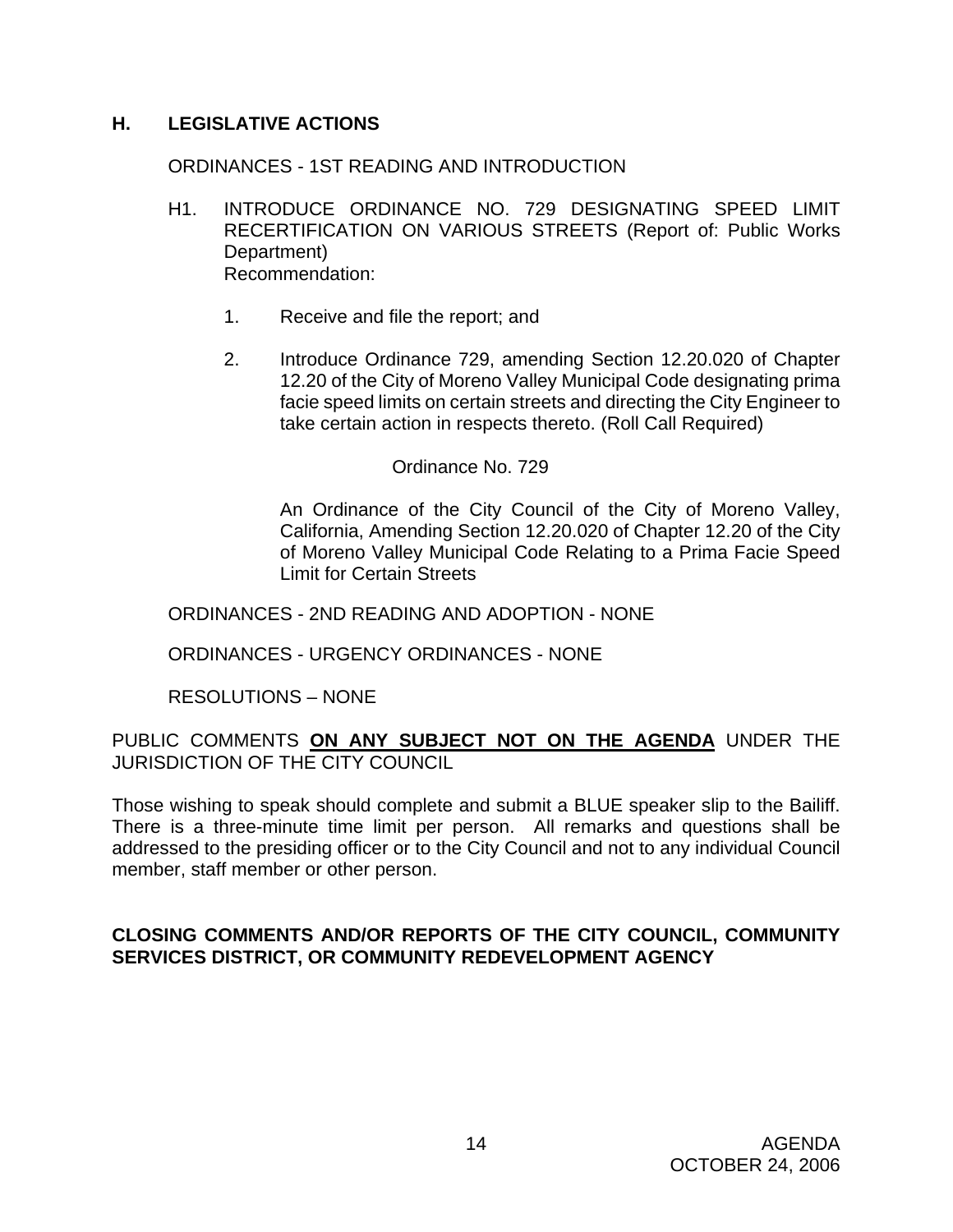## H. LEGISLATIVE ACTIONS

ORDINANCES - 1ST READING AND INTRODUCTION

H1. INTRODUCE ORDINANCE NO. 729 DESIGNATING SPEED LIMIT RECERTIFICATION ON VARIOUS STREETS (Report of: Public Works Department)
Recommendation:

1. Receive and file the report; and

2. Introduce Ordinance 729, amending Section 12.20.020 of Chapter 12.20 of the City of Moreno Valley Municipal Code designating prima facie speed limits on certain streets and directing the City Engineer to take certain action in respects thereto. (Roll Call Required)

Ordinance No. 729

An Ordinance of the City Council of the City of Moreno Valley, California, Amending Section 12.20.020 of Chapter 12.20 of the City of Moreno Valley Municipal Code Relating to a Prima Facie Speed Limit for Certain Streets

ORDINANCES - 2ND READING AND ADOPTION - NONE

ORDINANCES - URGENCY ORDINANCES - NONE

RESOLUTIONS – NONE

PUBLIC COMMENTS **ON ANY SUBJECT NOT ON THE AGENDA** UNDER THE JURISDICTION OF THE CITY COUNCIL

Those wishing to speak should complete and submit a BLUE speaker slip to the Bailiff. There is a three-minute time limit per person. All remarks and questions shall be addressed to the presiding officer or to the City Council and not to any individual Council member, staff member or other person.

**CLOSING COMMENTS AND/OR REPORTS OF THE CITY COUNCIL, COMMUNITY SERVICES DISTRICT, OR COMMUNITY REDEVELOPMENT AGENCY**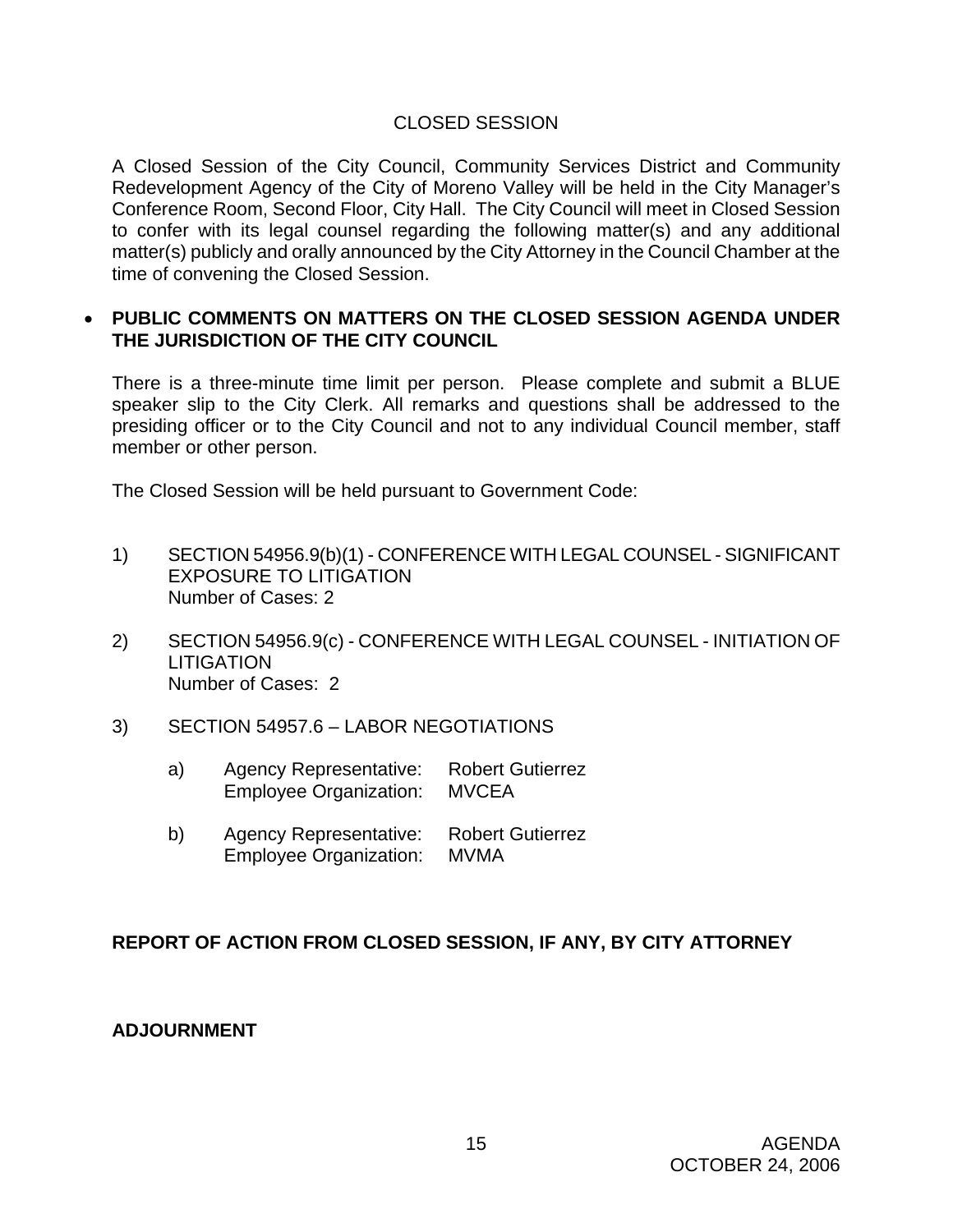## CLOSED SESSION

A Closed Session of the City Council, Community Services District and Community Redevelopment Agency of the City of Moreno Valley will be held in the City Manager's Conference Room, Second Floor, City Hall. The City Council will meet in Closed Session to confer with its legal counsel regarding the following matter(s) and any additional matter(s) publicly and orally announced by the City Attorney in the Council Chamber at the time of convening the Closed Session.

- **PUBLIC COMMENTS ON MATTERS ON THE CLOSED SESSION AGENDA UNDER THE JURISDICTION OF THE CITY COUNCIL**

  There is a three-minute time limit per person. Please complete and submit a BLUE speaker slip to the City Clerk. All remarks and questions shall be addressed to the presiding officer or to the City Council and not to any individual Council member, staff member or other person.

  The Closed Session will be held pursuant to Government Code:

1) SECTION 54956.9(b)(1) - CONFERENCE WITH LEGAL COUNSEL - SIGNIFICANT EXPOSURE TO LITIGATION
   Number of Cases: 2

2) SECTION 54956.9(c) - CONFERENCE WITH LEGAL COUNSEL - INITIATION OF LITIGATION
   Number of Cases: 2

3) SECTION 54957.6 – LABOR NEGOTIATIONS

   a) Agency Representative: Robert Gutierrez
      Employee Organization: MVCEA

   b) Agency Representative: Robert Gutierrez
      Employee Organization: MVMA

**REPORT OF ACTION FROM CLOSED SESSION, IF ANY, BY CITY ATTORNEY**

**ADJOURNMENT**